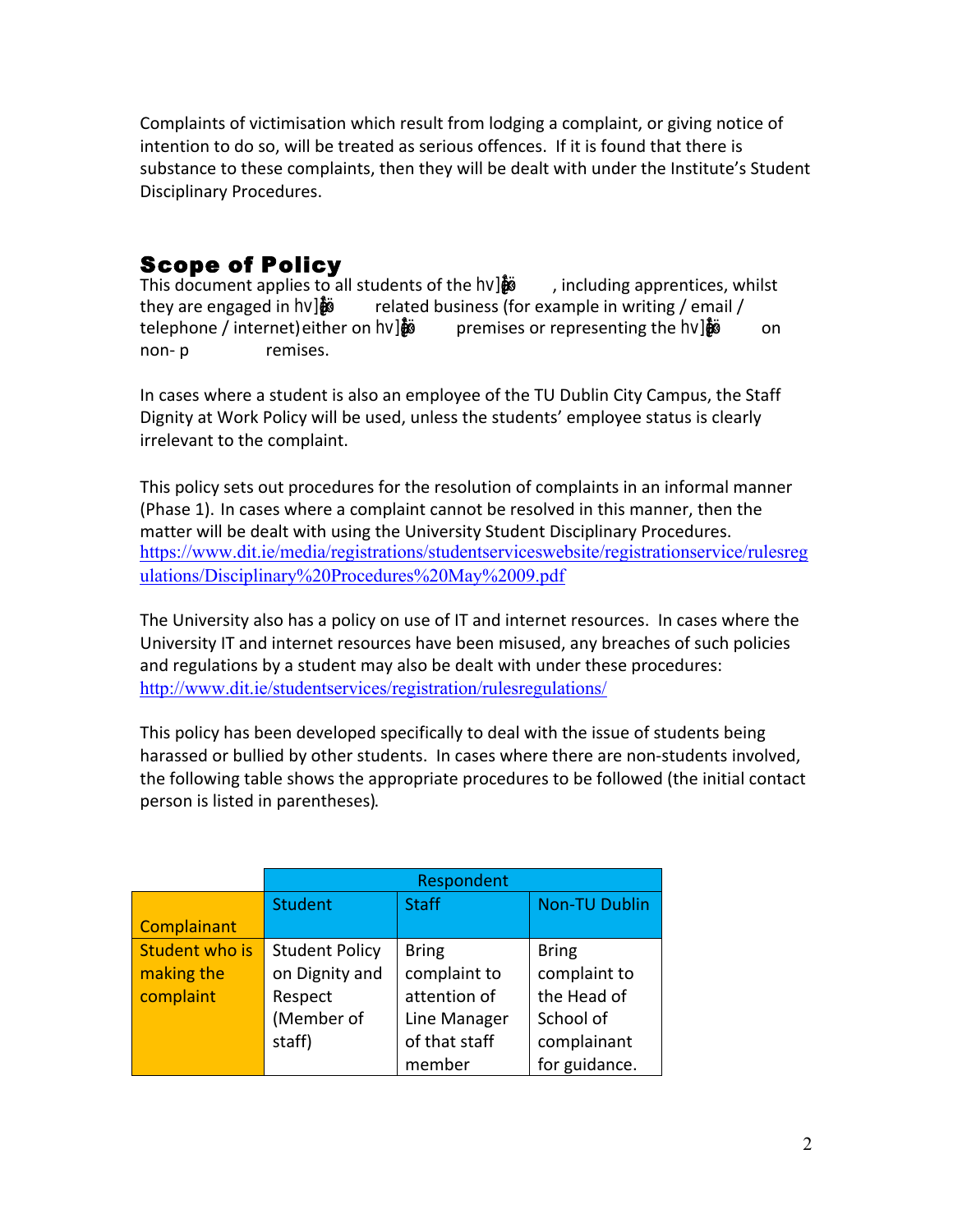Complaints of victimisation which result from lodging a complaint, or giving notice of intention to do so, will be treated as serious offences. If it is found that there is substance to these complaints, then they will be dealt with under the Institute's Student Disciplinary Procedures.

## Scope of Policy

This document applies to all students of the hv]ṏ , including apprentices, whilst they are engaged in hv]ṏ related business (for example in writing / email / telephone / internet) either on hv]ṏ premises or representing the hv]ṏ on non- p remises.

In cases where a student is also an employee of the TU Dublin City Campus, the Staff Dignity at Work Policy will be used, unless the students' employee status is clearly irrelevant to the complaint.

This policy sets out procedures for the resolution of complaints in an informal manner (Phase 1). In cases where a complaint cannot be resolved in this manner, then the matter will be dealt with using the University Student Disciplinary Procedures. https://www.dit.ie/media/registrations/studentserviceswebsite/registrationservice/rulesregulations/Disciplinary%20Procedures%20May%2009.pdf

The University also has a policy on use of IT and internet resources. In cases where the University IT and internet resources have been misused, any breaches of such policies and regulations by a student may also be dealt with under these procedures: http://www.dit.ie/studentservices/registration/rulesregulations/

This policy has been developed specifically to deal with the issue of students being harassed or bullied by other students. In cases where there are non-students involved, the following table shows the appropriate procedures to be followed (the initial contact person is listed in parentheses).

| | Respondent | | |
|---|---|---|---|
| Complainant | Student | Staff | Non-TU Dublin |
| Student who is making the complaint | Student Policy on Dignity and Respect (Member of staff) | Bring complaint to attention of Line Manager of that staff member | Bring complaint to the Head of School of complainant for guidance. |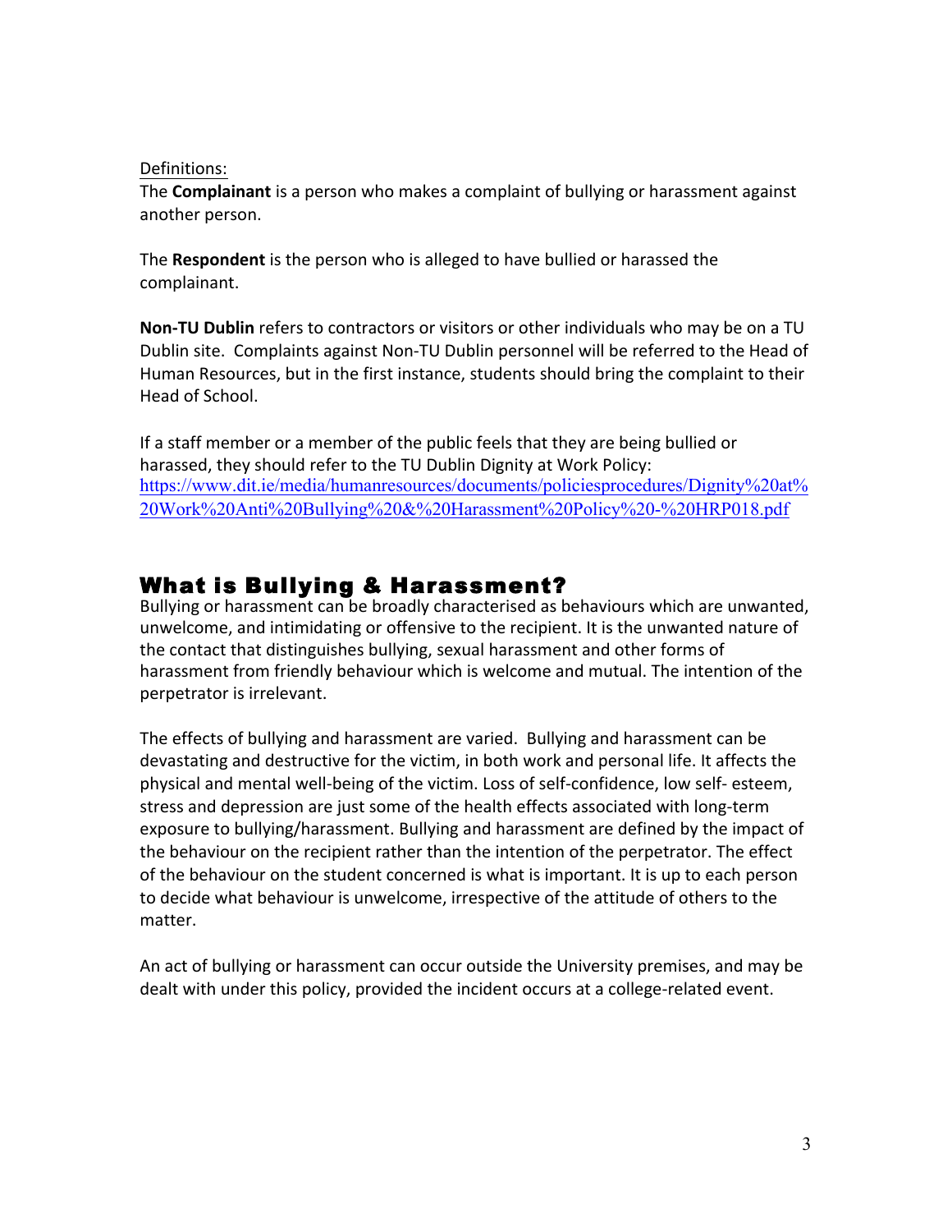Definitions:

The **Complainant** is a person who makes a complaint of bullying or harassment against another person.

The **Respondent** is the person who is alleged to have bullied or harassed the complainant.

**Non-TU Dublin** refers to contractors or visitors or other individuals who may be on a TU Dublin site. Complaints against Non-TU Dublin personnel will be referred to the Head of Human Resources, but in the first instance, students should bring the complaint to their Head of School.

If a staff member or a member of the public feels that they are being bullied or harassed, they should refer to the TU Dublin Dignity at Work Policy: https://www.dit.ie/media/humanresources/documents/policiesprocedures/Dignity%20at%20Work%20Anti%20Bullying%20&%20Harassment%20Policy%20-%20HRP018.pdf

## What is Bullying & Harassment?

Bullying or harassment can be broadly characterised as behaviours which are unwanted, unwelcome, and intimidating or offensive to the recipient. It is the unwanted nature of the contact that distinguishes bullying, sexual harassment and other forms of harassment from friendly behaviour which is welcome and mutual. The intention of the perpetrator is irrelevant.

The effects of bullying and harassment are varied. Bullying and harassment can be devastating and destructive for the victim, in both work and personal life. It affects the physical and mental well-being of the victim. Loss of self-confidence, low self- esteem, stress and depression are just some of the health effects associated with long-term exposure to bullying/harassment. Bullying and harassment are defined by the impact of the behaviour on the recipient rather than the intention of the perpetrator. The effect of the behaviour on the student concerned is what is important. It is up to each person to decide what behaviour is unwelcome, irrespective of the attitude of others to the matter.

An act of bullying or harassment can occur outside the University premises, and may be dealt with under this policy, provided the incident occurs at a college-related event.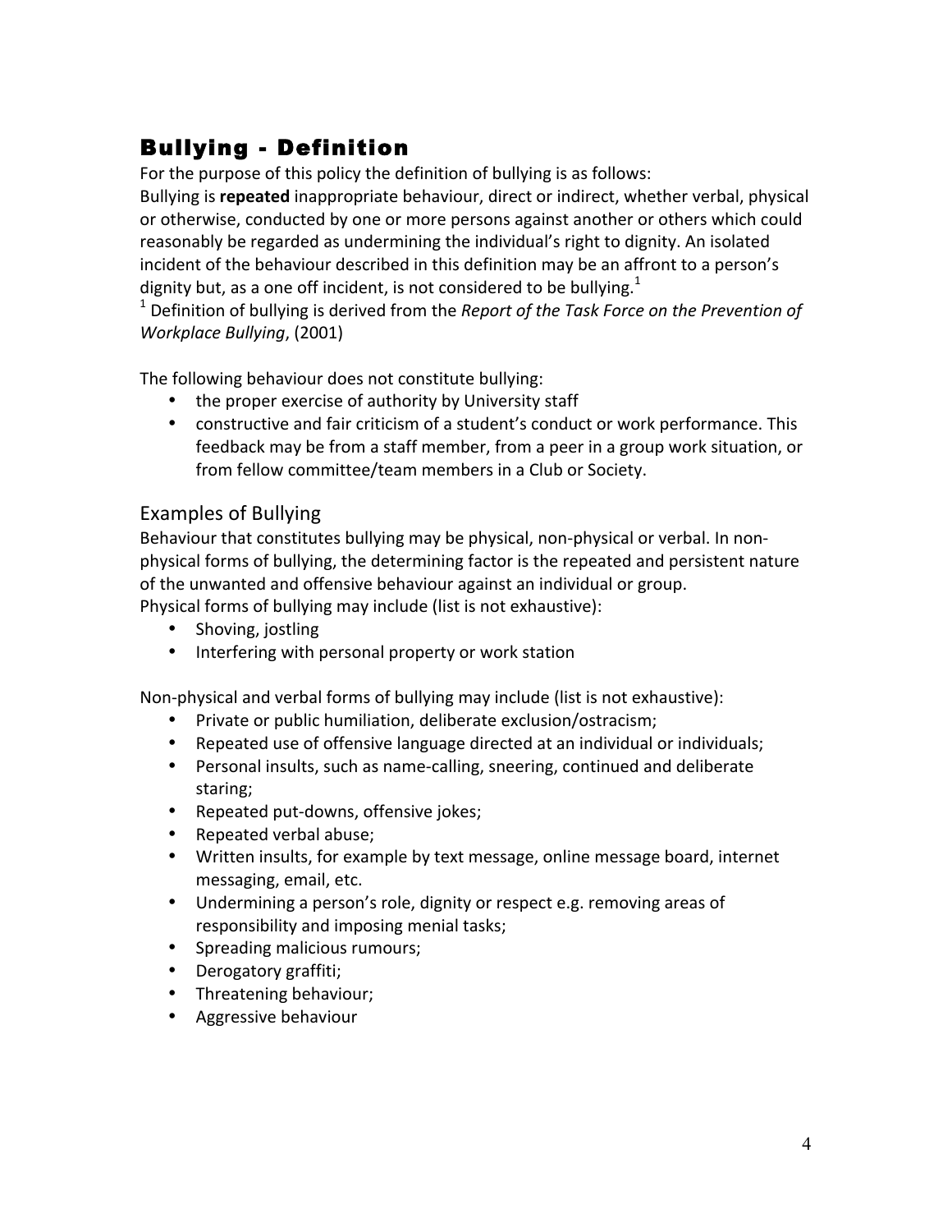## Bullying - Definition

For the purpose of this policy the definition of bullying is as follows:

Bullying is **repeated** inappropriate behaviour, direct or indirect, whether verbal, physical or otherwise, conducted by one or more persons against another or others which could reasonably be regarded as undermining the individual's right to dignity. An isolated incident of the behaviour described in this definition may be an affront to a person's dignity but, as a one off incident, is not considered to be bullying.[1]

[1] Definition of bullying is derived from the *Report of the Task Force on the Prevention of Workplace Bullying*, (2001)

The following behaviour does not constitute bullying:

- the proper exercise of authority by University staff
- constructive and fair criticism of a student's conduct or work performance. This feedback may be from a staff member, from a peer in a group work situation, or from fellow committee/team members in a Club or Society.

### Examples of Bullying

Behaviour that constitutes bullying may be physical, non-physical or verbal. In non-physical forms of bullying, the determining factor is the repeated and persistent nature of the unwanted and offensive behaviour against an individual or group.

Physical forms of bullying may include (list is not exhaustive):

- Shoving, jostling
- Interfering with personal property or work station

Non-physical and verbal forms of bullying may include (list is not exhaustive):

- Private or public humiliation, deliberate exclusion/ostracism;
- Repeated use of offensive language directed at an individual or individuals;
- Personal insults, such as name-calling, sneering, continued and deliberate staring;
- Repeated put-downs, offensive jokes;
- Repeated verbal abuse;
- Written insults, for example by text message, online message board, internet messaging, email, etc.
- Undermining a person's role, dignity or respect e.g. removing areas of responsibility and imposing menial tasks;
- Spreading malicious rumours;
- Derogatory graffiti;
- Threatening behaviour;
- Aggressive behaviour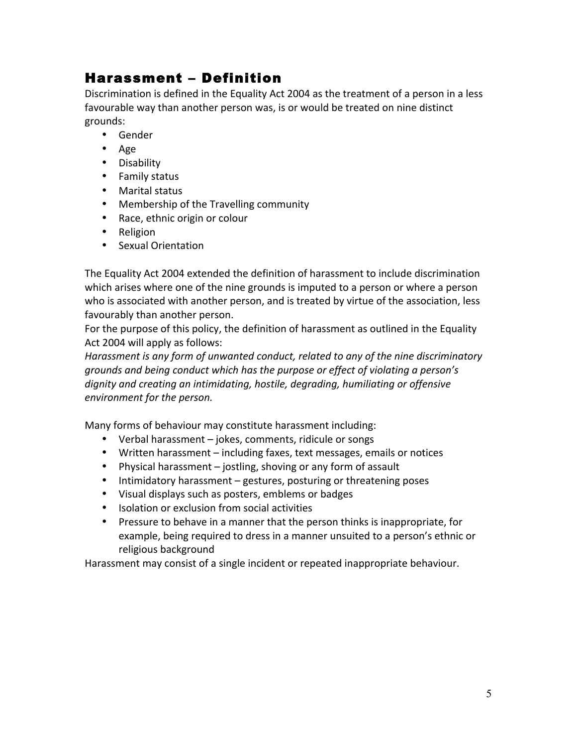## Harassment – Definition

Discrimination is defined in the Equality Act 2004 as the treatment of a person in a less favourable way than another person was, is or would be treated on nine distinct grounds:

- Gender
- Age
- Disability
- Family status
- Marital status
- Membership of the Travelling community
- Race, ethnic origin or colour
- Religion
- Sexual Orientation

The Equality Act 2004 extended the definition of harassment to include discrimination which arises where one of the nine grounds is imputed to a person or where a person who is associated with another person, and is treated by virtue of the association, less favourably than another person.

For the purpose of this policy, the definition of harassment as outlined in the Equality Act 2004 will apply as follows:

*Harassment is any form of unwanted conduct, related to any of the nine discriminatory grounds and being conduct which has the purpose or effect of violating a person's dignity and creating an intimidating, hostile, degrading, humiliating or offensive environment for the person.*

Many forms of behaviour may constitute harassment including:

- Verbal harassment – jokes, comments, ridicule or songs
- Written harassment – including faxes, text messages, emails or notices
- Physical harassment – jostling, shoving or any form of assault
- Intimidatory harassment – gestures, posturing or threatening poses
- Visual displays such as posters, emblems or badges
- Isolation or exclusion from social activities
- Pressure to behave in a manner that the person thinks is inappropriate, for example, being required to dress in a manner unsuited to a person's ethnic or religious background

Harassment may consist of a single incident or repeated inappropriate behaviour.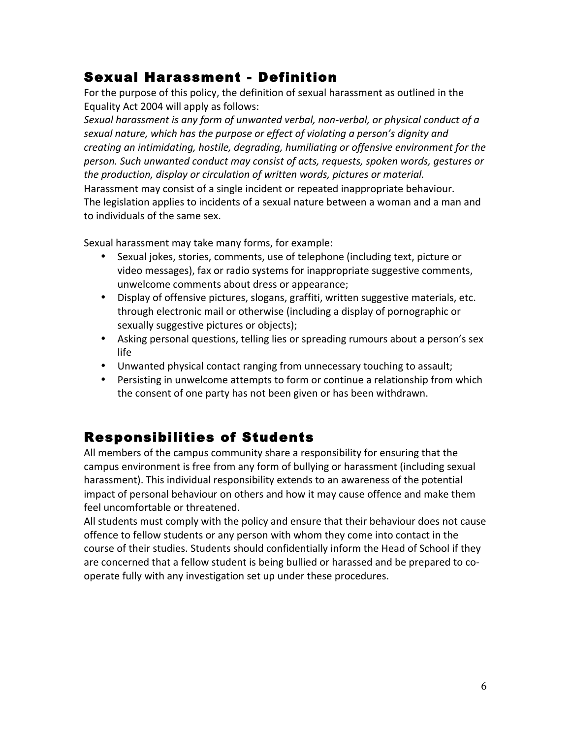## Sexual Harassment - Definition

For the purpose of this policy, the definition of sexual harassment as outlined in the Equality Act 2004 will apply as follows:

*Sexual harassment is any form of unwanted verbal, non-verbal, or physical conduct of a sexual nature, which has the purpose or effect of violating a person's dignity and creating an intimidating, hostile, degrading, humiliating or offensive environment for the person. Such unwanted conduct may consist of acts, requests, spoken words, gestures or the production, display or circulation of written words, pictures or material.*

Harassment may consist of a single incident or repeated inappropriate behaviour.

The legislation applies to incidents of a sexual nature between a woman and a man and to individuals of the same sex.

Sexual harassment may take many forms, for example:

- Sexual jokes, stories, comments, use of telephone (including text, picture or video messages), fax or radio systems for inappropriate suggestive comments, unwelcome comments about dress or appearance;
- Display of offensive pictures, slogans, graffiti, written suggestive materials, etc. through electronic mail or otherwise (including a display of pornographic or sexually suggestive pictures or objects);
- Asking personal questions, telling lies or spreading rumours about a person's sex life
- Unwanted physical contact ranging from unnecessary touching to assault;
- Persisting in unwelcome attempts to form or continue a relationship from which the consent of one party has not been given or has been withdrawn.

## Responsibilities of Students

All members of the campus community share a responsibility for ensuring that the campus environment is free from any form of bullying or harassment (including sexual harassment). This individual responsibility extends to an awareness of the potential impact of personal behaviour on others and how it may cause offence and make them feel uncomfortable or threatened.

All students must comply with the policy and ensure that their behaviour does not cause offence to fellow students or any person with whom they come into contact in the course of their studies. Students should confidentially inform the Head of School if they are concerned that a fellow student is being bullied or harassed and be prepared to co-operate fully with any investigation set up under these procedures.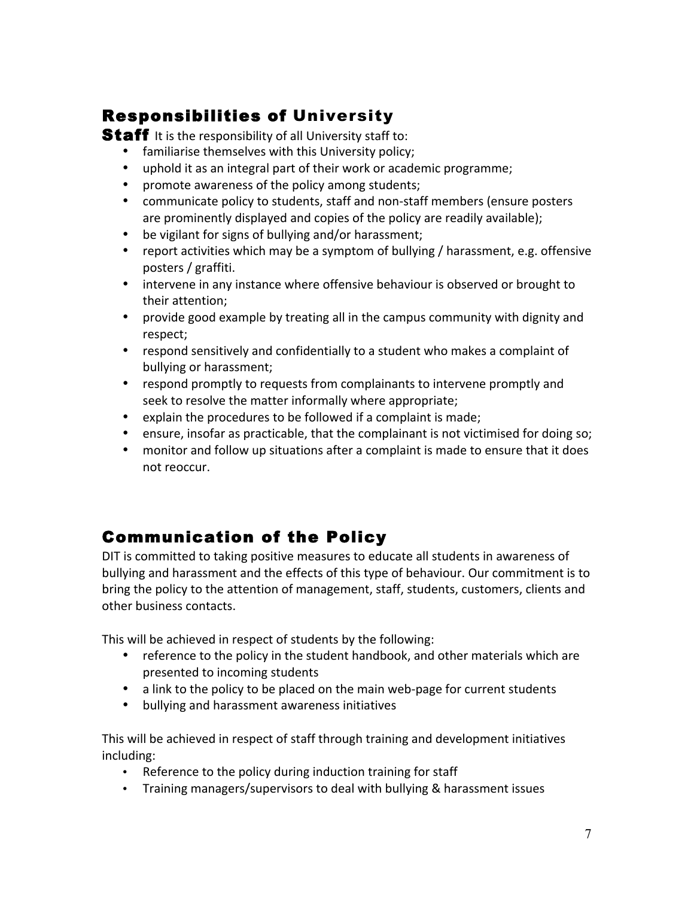## Responsibilities of University Staff

It is the responsibility of all University staff to:

- familiarise themselves with this University policy;
- uphold it as an integral part of their work or academic programme;
- promote awareness of the policy among students;
- communicate policy to students, staff and non-staff members (ensure posters are prominently displayed and copies of the policy are readily available);
- be vigilant for signs of bullying and/or harassment;
- report activities which may be a symptom of bullying / harassment, e.g. offensive posters / graffiti.
- intervene in any instance where offensive behaviour is observed or brought to their attention;
- provide good example by treating all in the campus community with dignity and respect;
- respond sensitively and confidentially to a student who makes a complaint of bullying or harassment;
- respond promptly to requests from complainants to intervene promptly and seek to resolve the matter informally where appropriate;
- explain the procedures to be followed if a complaint is made;
- ensure, insofar as practicable, that the complainant is not victimised for doing so;
- monitor and follow up situations after a complaint is made to ensure that it does not reoccur.

## Communication of the Policy

DIT is committed to taking positive measures to educate all students in awareness of bullying and harassment and the effects of this type of behaviour. Our commitment is to bring the policy to the attention of management, staff, students, customers, clients and other business contacts.

This will be achieved in respect of students by the following:

- reference to the policy in the student handbook, and other materials which are presented to incoming students
- a link to the policy to be placed on the main web-page for current students
- bullying and harassment awareness initiatives

This will be achieved in respect of staff through training and development initiatives including:

- Reference to the policy during induction training for staff
- Training managers/supervisors to deal with bullying & harassment issues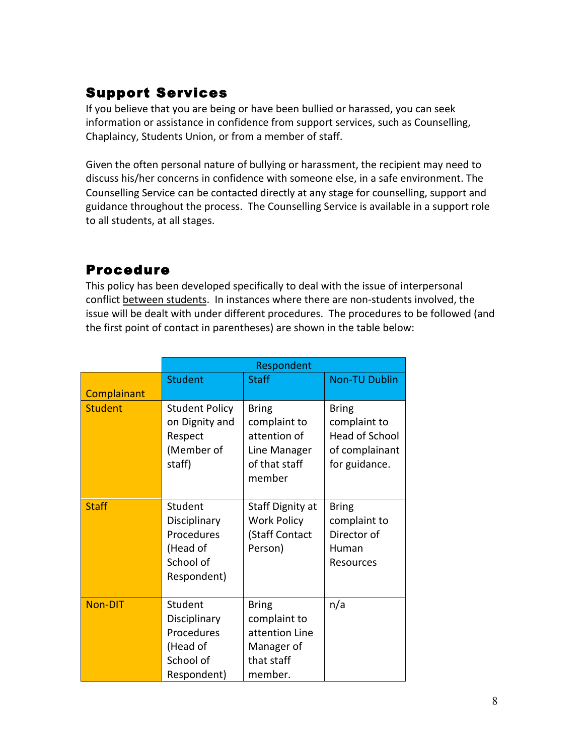## Support Services

If you believe that you are being or have been bullied or harassed, you can seek information or assistance in confidence from support services, such as Counselling, Chaplaincy, Students Union, or from a member of staff.

Given the often personal nature of bullying or harassment, the recipient may need to discuss his/her concerns in confidence with someone else, in a safe environment. The Counselling Service can be contacted directly at any stage for counselling, support and guidance throughout the process. The Counselling Service is available in a support role to all students, at all stages.

## Procedure

This policy has been developed specifically to deal with the issue of interpersonal conflict between students. In instances where there are non-students involved, the issue will be dealt with under different procedures. The procedures to be followed (and the first point of contact in parentheses) are shown in the table below:

| | Respondent | | |
|---|---|---|---|
| Complainant | Student | Staff | Non-TU Dublin |
| Student | Student Policy on Dignity and Respect (Member of staff) | Bring complaint to attention of Line Manager of that staff member | Bring complaint to Head of School of complainant for guidance. |
| Staff | Student Disciplinary Procedures (Head of School of Respondent) | Staff Dignity at Work Policy (Staff Contact Person) | Bring complaint to Director of Human Resources |
| Non-DIT | Student Disciplinary Procedures (Head of School of Respondent) | Bring complaint to attention Line Manager of that staff member. | n/a |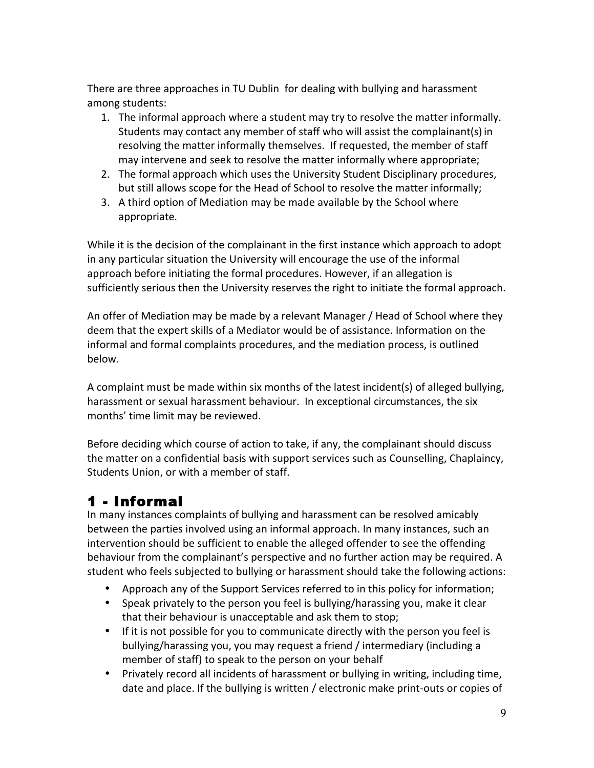There are three approaches in TU Dublin for dealing with bullying and harassment among students:

1. The informal approach where a student may try to resolve the matter informally. Students may contact any member of staff who will assist the complainant(s) in resolving the matter informally themselves. If requested, the member of staff may intervene and seek to resolve the matter informally where appropriate;
2. The formal approach which uses the University Student Disciplinary procedures, but still allows scope for the Head of School to resolve the matter informally;
3. A third option of Mediation may be made available by the School where appropriate.

While it is the decision of the complainant in the first instance which approach to adopt in any particular situation the University will encourage the use of the informal approach before initiating the formal procedures. However, if an allegation is sufficiently serious then the University reserves the right to initiate the formal approach.

An offer of Mediation may be made by a relevant Manager / Head of School where they deem that the expert skills of a Mediator would be of assistance. Information on the informal and formal complaints procedures, and the mediation process, is outlined below.

A complaint must be made within six months of the latest incident(s) of alleged bullying, harassment or sexual harassment behaviour. In exceptional circumstances, the six months' time limit may be reviewed.

Before deciding which course of action to take, if any, the complainant should discuss the matter on a confidential basis with support services such as Counselling, Chaplaincy, Students Union, or with a member of staff.

## 1 - Informal

In many instances complaints of bullying and harassment can be resolved amicably between the parties involved using an informal approach. In many instances, such an intervention should be sufficient to enable the alleged offender to see the offending behaviour from the complainant's perspective and no further action may be required. A student who feels subjected to bullying or harassment should take the following actions:

- Approach any of the Support Services referred to in this policy for information;
- Speak privately to the person you feel is bullying/harassing you, make it clear that their behaviour is unacceptable and ask them to stop;
- If it is not possible for you to communicate directly with the person you feel is bullying/harassing you, you may request a friend / intermediary (including a member of staff) to speak to the person on your behalf
- Privately record all incidents of harassment or bullying in writing, including time, date and place. If the bullying is written / electronic make print-outs or copies of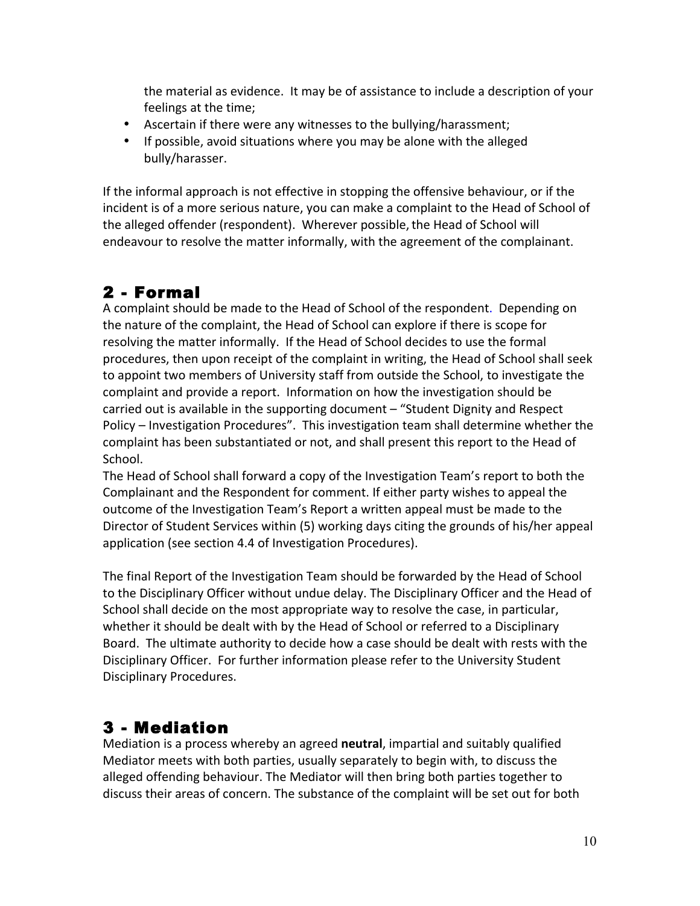the material as evidence. It may be of assistance to include a description of your feelings at the time;

- Ascertain if there were any witnesses to the bullying/harassment;
- If possible, avoid situations where you may be alone with the alleged bully/harasser.

If the informal approach is not effective in stopping the offensive behaviour, or if the incident is of a more serious nature, you can make a complaint to the Head of School of the alleged offender (respondent). Wherever possible, the Head of School will endeavour to resolve the matter informally, with the agreement of the complainant.

## 2 - Formal

A complaint should be made to the Head of School of the respondent. Depending on the nature of the complaint, the Head of School can explore if there is scope for resolving the matter informally. If the Head of School decides to use the formal procedures, then upon receipt of the complaint in writing, the Head of School shall seek to appoint two members of University staff from outside the School, to investigate the complaint and provide a report. Information on how the investigation should be carried out is available in the supporting document – "Student Dignity and Respect Policy – Investigation Procedures". This investigation team shall determine whether the complaint has been substantiated or not, and shall present this report to the Head of School.

The Head of School shall forward a copy of the Investigation Team's report to both the Complainant and the Respondent for comment. If either party wishes to appeal the outcome of the Investigation Team's Report a written appeal must be made to the Director of Student Services within (5) working days citing the grounds of his/her appeal application (see section 4.4 of Investigation Procedures).

The final Report of the Investigation Team should be forwarded by the Head of School to the Disciplinary Officer without undue delay. The Disciplinary Officer and the Head of School shall decide on the most appropriate way to resolve the case, in particular, whether it should be dealt with by the Head of School or referred to a Disciplinary Board. The ultimate authority to decide how a case should be dealt with rests with the Disciplinary Officer. For further information please refer to the University Student Disciplinary Procedures.

## 3 - Mediation

Mediation is a process whereby an agreed **neutral**, impartial and suitably qualified Mediator meets with both parties, usually separately to begin with, to discuss the alleged offending behaviour. The Mediator will then bring both parties together to discuss their areas of concern. The substance of the complaint will be set out for both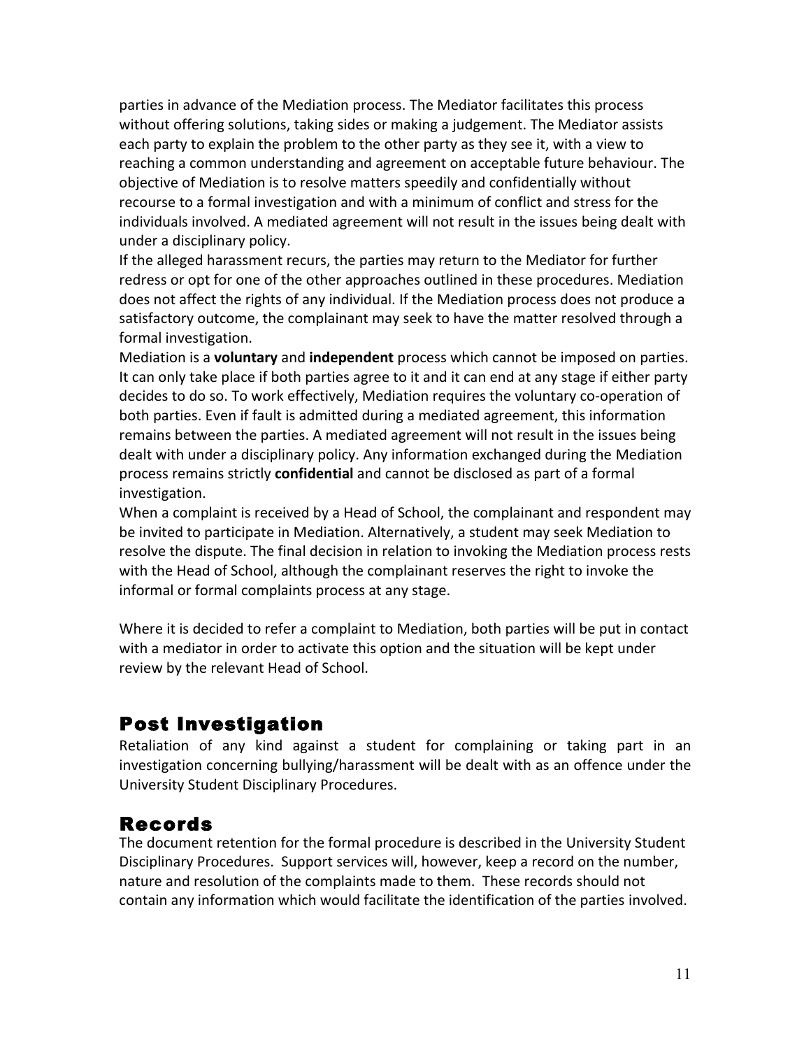parties in advance of the Mediation process. The Mediator facilitates this process without offering solutions, taking sides or making a judgement. The Mediator assists each party to explain the problem to the other party as they see it, with a view to reaching a common understanding and agreement on acceptable future behaviour. The objective of Mediation is to resolve matters speedily and confidentially without recourse to a formal investigation and with a minimum of conflict and stress for the individuals involved. A mediated agreement will not result in the issues being dealt with under a disciplinary policy.

If the alleged harassment recurs, the parties may return to the Mediator for further redress or opt for one of the other approaches outlined in these procedures. Mediation does not affect the rights of any individual. If the Mediation process does not produce a satisfactory outcome, the complainant may seek to have the matter resolved through a formal investigation.

Mediation is a **voluntary** and **independent** process which cannot be imposed on parties. It can only take place if both parties agree to it and it can end at any stage if either party decides to do so. To work effectively, Mediation requires the voluntary co-operation of both parties. Even if fault is admitted during a mediated agreement, this information remains between the parties. A mediated agreement will not result in the issues being dealt with under a disciplinary policy. Any information exchanged during the Mediation process remains strictly **confidential** and cannot be disclosed as part of a formal investigation.

When a complaint is received by a Head of School, the complainant and respondent may be invited to participate in Mediation. Alternatively, a student may seek Mediation to resolve the dispute. The final decision in relation to invoking the Mediation process rests with the Head of School, although the complainant reserves the right to invoke the informal or formal complaints process at any stage.

Where it is decided to refer a complaint to Mediation, both parties will be put in contact with a mediator in order to activate this option and the situation will be kept under review by the relevant Head of School.

## Post Investigation

Retaliation of any kind against a student for complaining or taking part in an investigation concerning bullying/harassment will be dealt with as an offence under the University Student Disciplinary Procedures.

## Records

The document retention for the formal procedure is described in the University Student Disciplinary Procedures. Support services will, however, keep a record on the number, nature and resolution of the complaints made to them. These records should not contain any information which would facilitate the identification of the parties involved.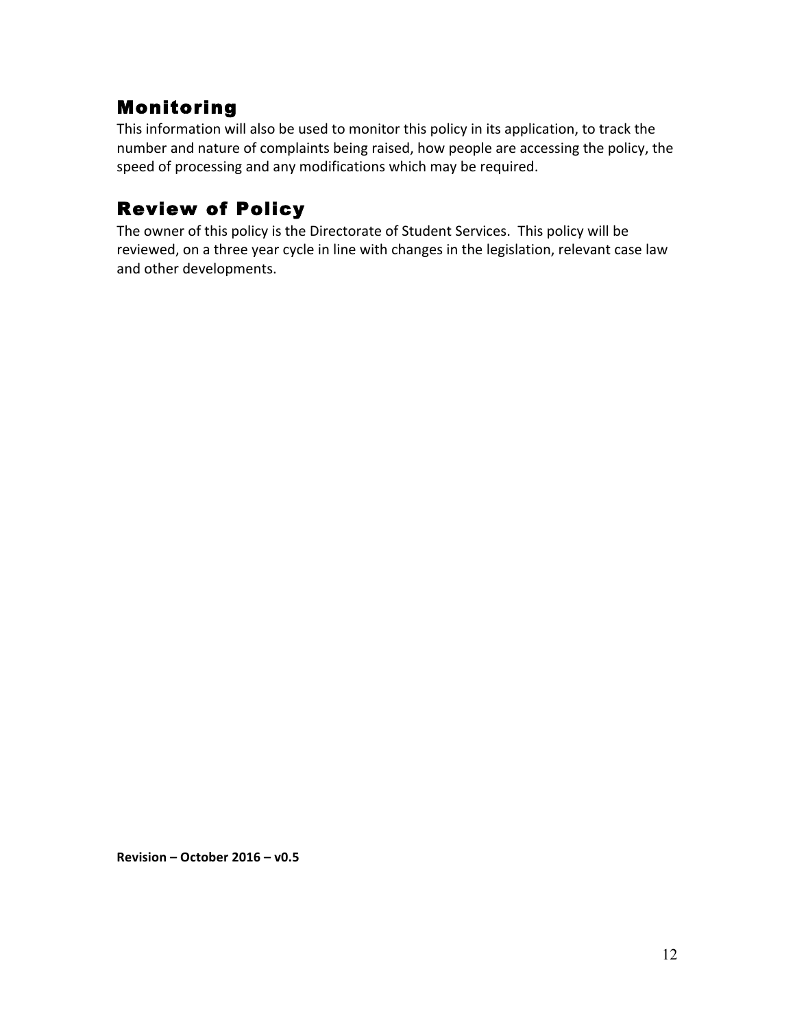## Monitoring

This information will also be used to monitor this policy in its application, to track the number and nature of complaints being raised, how people are accessing the policy, the speed of processing and any modifications which may be required.

## Review of Policy

The owner of this policy is the Directorate of Student Services. This policy will be reviewed, on a three year cycle in line with changes in the legislation, relevant case law and other developments.

**Revision – October 2016 – v0.5**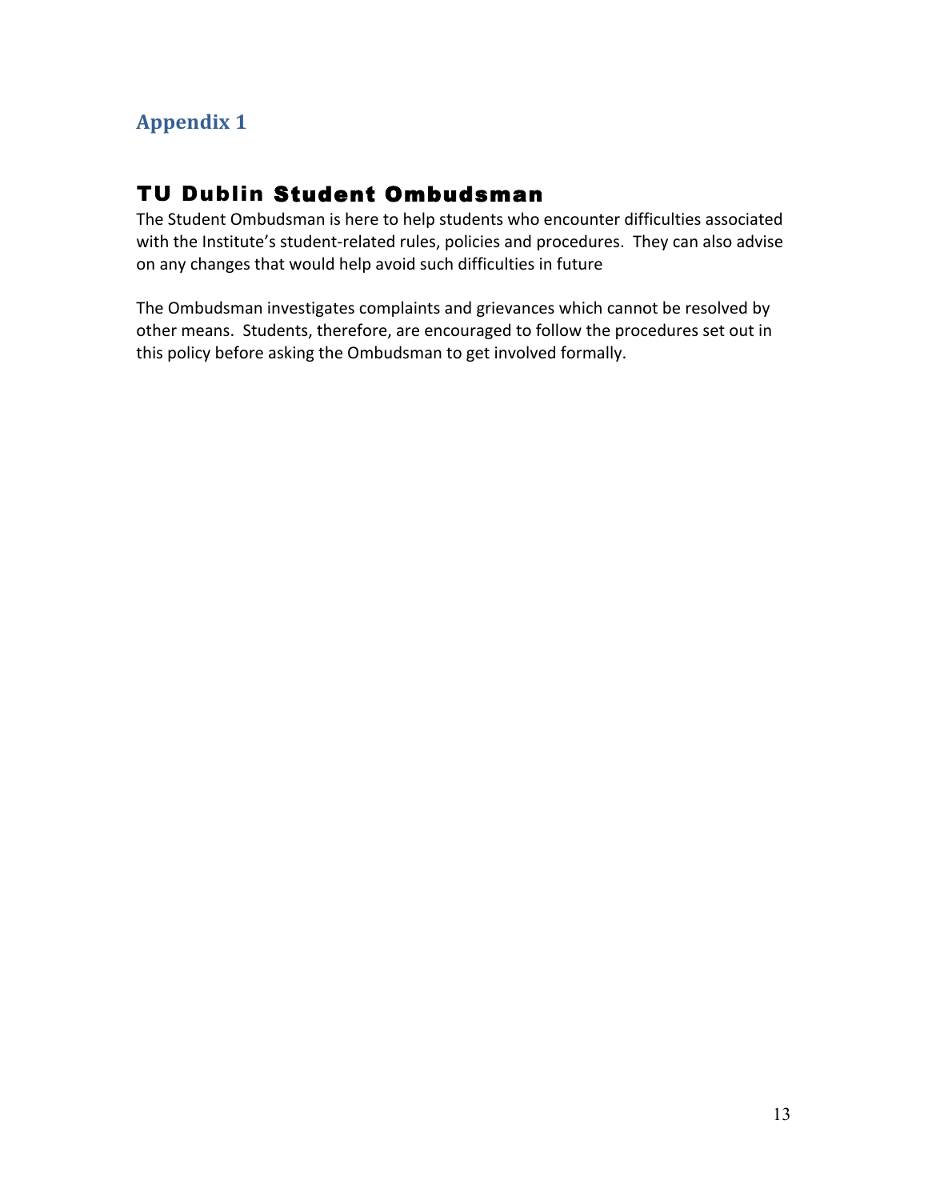## Appendix 1

### TU Dublin Student Ombudsman

The Student Ombudsman is here to help students who encounter difficulties associated with the Institute's student-related rules, policies and procedures. They can also advise on any changes that would help avoid such difficulties in future

The Ombudsman investigates complaints and grievances which cannot be resolved by other means. Students, therefore, are encouraged to follow the procedures set out in this policy before asking the Ombudsman to get involved formally.